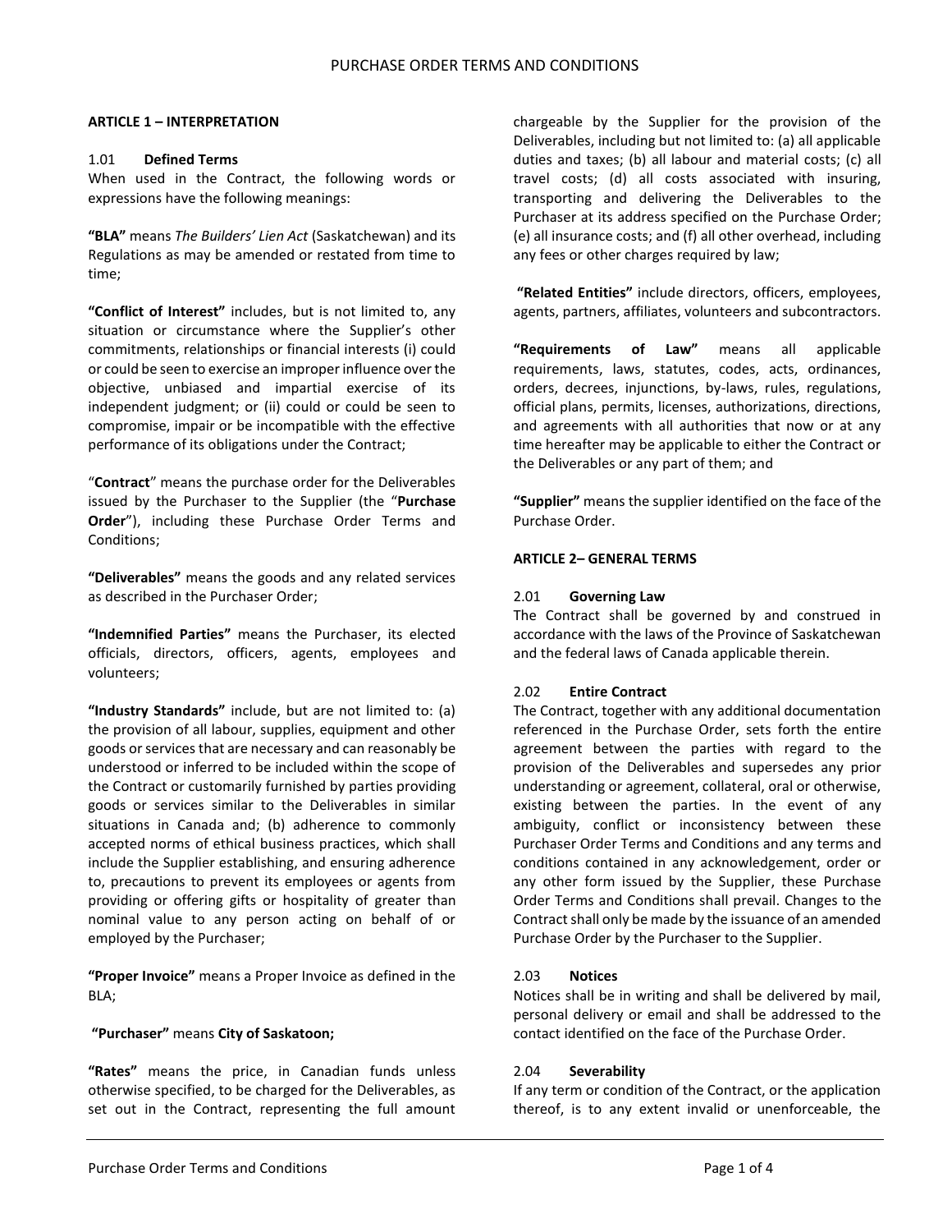# PURCHASE ORDER TERMS AND CONDITIONS

## ARTICLE 1 – INTERPRETATION

### 1.01 Defined Terms

When used in the Contract, the following words or expressions have the following meanings:

**"BLA"** means *The Builders' Lien Act* (Saskatchewan) and its Regulations as may be amended or restated from time to time;

**"Conflict of Interest"** includes, but is not limited to, any situation or circumstance where the Supplier's other commitments, relationships or financial interests (i) could or could be seen to exercise an improper influence over the objective, unbiased and impartial exercise of its independent judgment; or (ii) could or could be seen to compromise, impair or be incompatible with the effective performance of its obligations under the Contract;

"**Contract**" means the purchase order for the Deliverables issued by the Purchaser to the Supplier (the "**Purchase Order**"), including these Purchase Order Terms and Conditions;

**"Deliverables"** means the goods and any related services as described in the Purchaser Order;

**"Indemnified Parties"** means the Purchaser, its elected officials, directors, officers, agents, employees and volunteers;

**"Industry Standards"** include, but are not limited to: (a) the provision of all labour, supplies, equipment and other goods or services that are necessary and can reasonably be understood or inferred to be included within the scope of the Contract or customarily furnished by parties providing goods or services similar to the Deliverables in similar situations in Canada and; (b) adherence to commonly accepted norms of ethical business practices, which shall include the Supplier establishing, and ensuring adherence to, precautions to prevent its employees or agents from providing or offering gifts or hospitality of greater than nominal value to any person acting on behalf of or employed by the Purchaser;

**"Proper Invoice"** means a Proper Invoice as defined in the BLA;

**"Purchaser"** means **City of Saskatoon;**

**"Rates"** means the price, in Canadian funds unless otherwise specified, to be charged for the Deliverables, as set out in the Contract, representing the full amount chargeable by the Supplier for the provision of the Deliverables, including but not limited to: (a) all applicable duties and taxes; (b) all labour and material costs; (c) all travel costs; (d) all costs associated with insuring, transporting and delivering the Deliverables to the Purchaser at its address specified on the Purchase Order; (e) all insurance costs; and (f) all other overhead, including any fees or other charges required by law;

**"Related Entities"** include directors, officers, employees, agents, partners, affiliates, volunteers and subcontractors.

**"Requirements of Law"** means all applicable requirements, laws, statutes, codes, acts, ordinances, orders, decrees, injunctions, by-laws, rules, regulations, official plans, permits, licenses, authorizations, directions, and agreements with all authorities that now or at any time hereafter may be applicable to either the Contract or the Deliverables or any part of them; and

**"Supplier"** means the supplier identified on the face of the Purchase Order.

## ARTICLE 2– GENERAL TERMS

### 2.01 Governing Law

The Contract shall be governed by and construed in accordance with the laws of the Province of Saskatchewan and the federal laws of Canada applicable therein.

### 2.02 Entire Contract

The Contract, together with any additional documentation referenced in the Purchase Order, sets forth the entire agreement between the parties with regard to the provision of the Deliverables and supersedes any prior understanding or agreement, collateral, oral or otherwise, existing between the parties. In the event of any ambiguity, conflict or inconsistency between these Purchaser Order Terms and Conditions and any terms and conditions contained in any acknowledgement, order or any other form issued by the Supplier, these Purchase Order Terms and Conditions shall prevail. Changes to the Contract shall only be made by the issuance of an amended Purchase Order by the Purchaser to the Supplier.

### 2.03 Notices

Notices shall be in writing and shall be delivered by mail, personal delivery or email and shall be addressed to the contact identified on the face of the Purchase Order.

### 2.04 Severability

If any term or condition of the Contract, or the application thereof, is to any extent invalid or unenforceable, the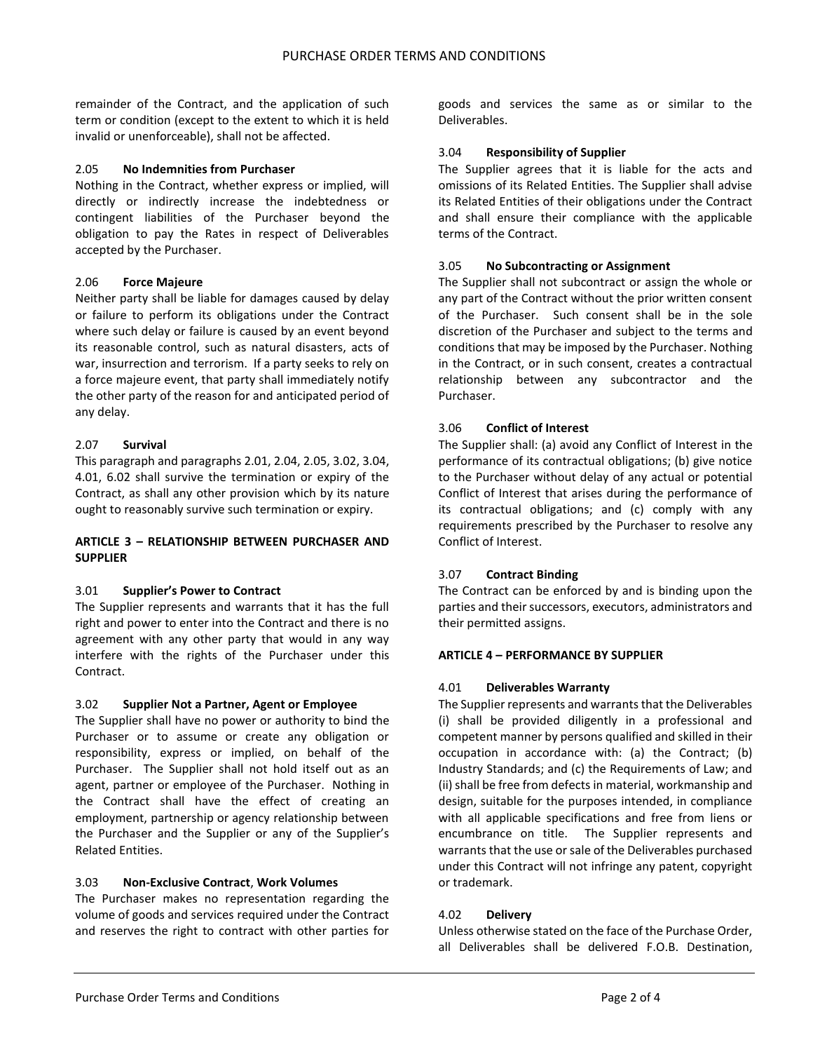remainder of the Contract, and the application of such term or condition (except to the extent to which it is held invalid or unenforceable), shall not be affected.

2.05 **No Indemnities from Purchaser**

Nothing in the Contract, whether express or implied, will directly or indirectly increase the indebtedness or contingent liabilities of the Purchaser beyond the obligation to pay the Rates in respect of Deliverables accepted by the Purchaser.

2.06 **Force Majeure**

Neither party shall be liable for damages caused by delay or failure to perform its obligations under the Contract where such delay or failure is caused by an event beyond its reasonable control, such as natural disasters, acts of war, insurrection and terrorism. If a party seeks to rely on a force majeure event, that party shall immediately notify the other party of the reason for and anticipated period of any delay.

2.07 **Survival**

This paragraph and paragraphs 2.01, 2.04, 2.05, 3.02, 3.04, 4.01, 6.02 shall survive the termination or expiry of the Contract, as shall any other provision which by its nature ought to reasonably survive such termination or expiry.

## ARTICLE 3 – RELATIONSHIP BETWEEN PURCHASER AND SUPPLIER

3.01 **Supplier's Power to Contract**

The Supplier represents and warrants that it has the full right and power to enter into the Contract and there is no agreement with any other party that would in any way interfere with the rights of the Purchaser under this Contract.

3.02 **Supplier Not a Partner, Agent or Employee**

The Supplier shall have no power or authority to bind the Purchaser or to assume or create any obligation or responsibility, express or implied, on behalf of the Purchaser. The Supplier shall not hold itself out as an agent, partner or employee of the Purchaser. Nothing in the Contract shall have the effect of creating an employment, partnership or agency relationship between the Purchaser and the Supplier or any of the Supplier's Related Entities.

3.03 **Non-Exclusive Contract**, **Work Volumes**

The Purchaser makes no representation regarding the volume of goods and services required under the Contract and reserves the right to contract with other parties for goods and services the same as or similar to the Deliverables.

3.04 **Responsibility of Supplier**

The Supplier agrees that it is liable for the acts and omissions of its Related Entities. The Supplier shall advise its Related Entities of their obligations under the Contract and shall ensure their compliance with the applicable terms of the Contract.

3.05 **No Subcontracting or Assignment**

The Supplier shall not subcontract or assign the whole or any part of the Contract without the prior written consent of the Purchaser. Such consent shall be in the sole discretion of the Purchaser and subject to the terms and conditions that may be imposed by the Purchaser. Nothing in the Contract, or in such consent, creates a contractual relationship between any subcontractor and the Purchaser.

3.06 **Conflict of Interest**

The Supplier shall: (a) avoid any Conflict of Interest in the performance of its contractual obligations; (b) give notice to the Purchaser without delay of any actual or potential Conflict of Interest that arises during the performance of its contractual obligations; and (c) comply with any requirements prescribed by the Purchaser to resolve any Conflict of Interest.

3.07 **Contract Binding**

The Contract can be enforced by and is binding upon the parties and their successors, executors, administrators and their permitted assigns.

## ARTICLE 4 – PERFORMANCE BY SUPPLIER

4.01 **Deliverables Warranty**

The Supplier represents and warrants that the Deliverables (i) shall be provided diligently in a professional and competent manner by persons qualified and skilled in their occupation in accordance with: (a) the Contract; (b) Industry Standards; and (c) the Requirements of Law; and (ii) shall be free from defects in material, workmanship and design, suitable for the purposes intended, in compliance with all applicable specifications and free from liens or encumbrance on title. The Supplier represents and warrants that the use or sale of the Deliverables purchased under this Contract will not infringe any patent, copyright or trademark.

4.02 **Delivery**

Unless otherwise stated on the face of the Purchase Order, all Deliverables shall be delivered F.O.B. Destination,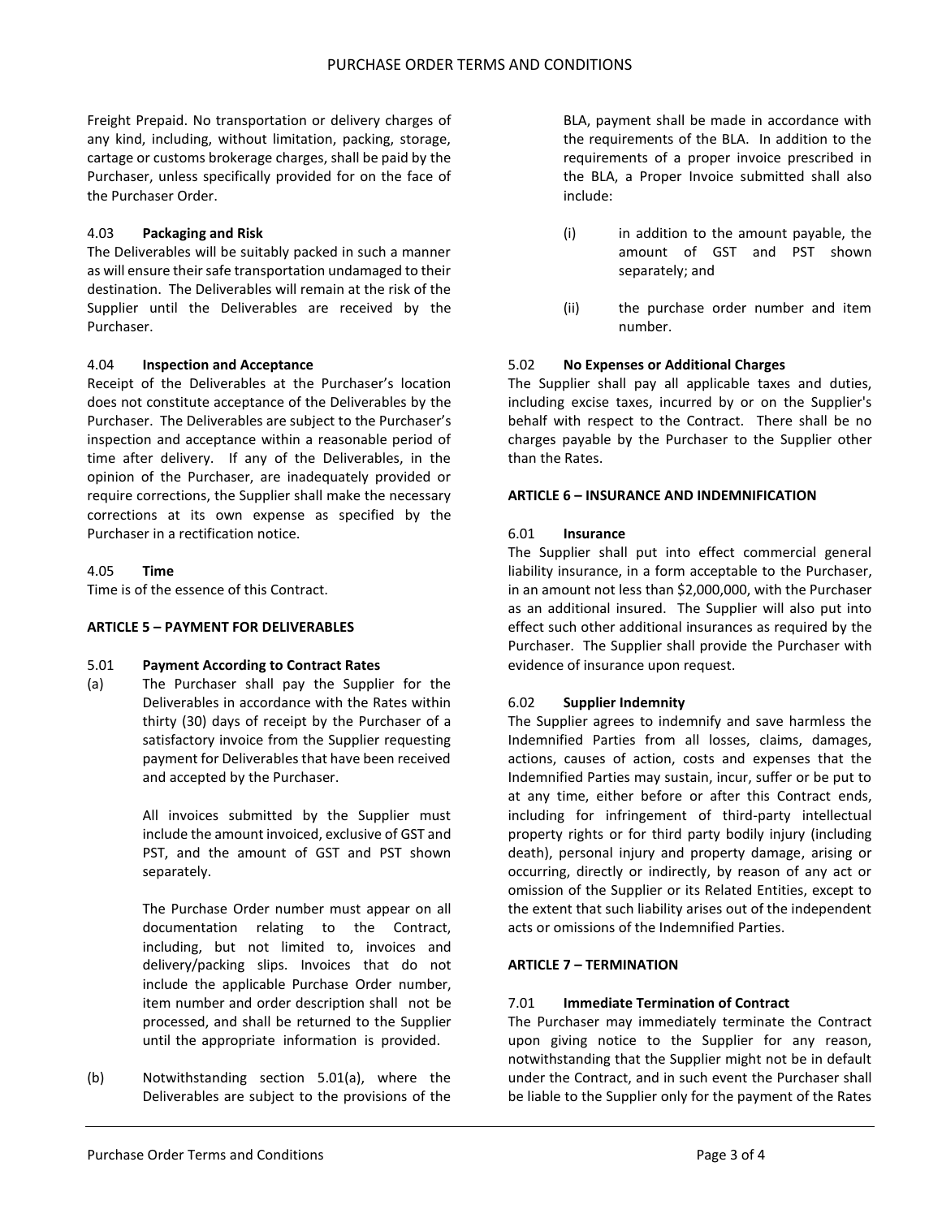Freight Prepaid. No transportation or delivery charges of any kind, including, without limitation, packing, storage, cartage or customs brokerage charges, shall be paid by the Purchaser, unless specifically provided for on the face of the Purchaser Order.

4.03 **Packaging and Risk**

The Deliverables will be suitably packed in such a manner as will ensure their safe transportation undamaged to their destination. The Deliverables will remain at the risk of the Supplier until the Deliverables are received by the Purchaser.

4.04 **Inspection and Acceptance**

Receipt of the Deliverables at the Purchaser's location does not constitute acceptance of the Deliverables by the Purchaser. The Deliverables are subject to the Purchaser's inspection and acceptance within a reasonable period of time after delivery. If any of the Deliverables, in the opinion of the Purchaser, are inadequately provided or require corrections, the Supplier shall make the necessary corrections at its own expense as specified by the Purchaser in a rectification notice.

4.05 **Time**

Time is of the essence of this Contract.

**ARTICLE 5 – PAYMENT FOR DELIVERABLES**

5.01 **Payment According to Contract Rates**

(a) The Purchaser shall pay the Supplier for the Deliverables in accordance with the Rates within thirty (30) days of receipt by the Purchaser of a satisfactory invoice from the Supplier requesting payment for Deliverables that have been received and accepted by the Purchaser.

All invoices submitted by the Supplier must include the amount invoiced, exclusive of GST and PST, and the amount of GST and PST shown separately.

The Purchase Order number must appear on all documentation relating to the Contract, including, but not limited to, invoices and delivery/packing slips. Invoices that do not include the applicable Purchase Order number, item number and order description shall not be processed, and shall be returned to the Supplier until the appropriate information is provided.

(b) Notwithstanding section 5.01(a), where the Deliverables are subject to the provisions of the BLA, payment shall be made in accordance with the requirements of the BLA. In addition to the requirements of a proper invoice prescribed in the BLA, a Proper Invoice submitted shall also include:

(i) in addition to the amount payable, the amount of GST and PST shown separately; and

(ii) the purchase order number and item number.

5.02 **No Expenses or Additional Charges**

The Supplier shall pay all applicable taxes and duties, including excise taxes, incurred by or on the Supplier's behalf with respect to the Contract. There shall be no charges payable by the Purchaser to the Supplier other than the Rates.

**ARTICLE 6 – INSURANCE AND INDEMNIFICATION**

6.01 **Insurance**

The Supplier shall put into effect commercial general liability insurance, in a form acceptable to the Purchaser, in an amount not less than $2,000,000, with the Purchaser as an additional insured. The Supplier will also put into effect such other additional insurances as required by the Purchaser. The Supplier shall provide the Purchaser with evidence of insurance upon request.

6.02 **Supplier Indemnity**

The Supplier agrees to indemnify and save harmless the Indemnified Parties from all losses, claims, damages, actions, causes of action, costs and expenses that the Indemnified Parties may sustain, incur, suffer or be put to at any time, either before or after this Contract ends, including for infringement of third-party intellectual property rights or for third party bodily injury (including death), personal injury and property damage, arising or occurring, directly or indirectly, by reason of any act or omission of the Supplier or its Related Entities, except to the extent that such liability arises out of the independent acts or omissions of the Indemnified Parties.

**ARTICLE 7 – TERMINATION**

7.01 **Immediate Termination of Contract**

The Purchaser may immediately terminate the Contract upon giving notice to the Supplier for any reason, notwithstanding that the Supplier might not be in default under the Contract, and in such event the Purchaser shall be liable to the Supplier only for the payment of the Rates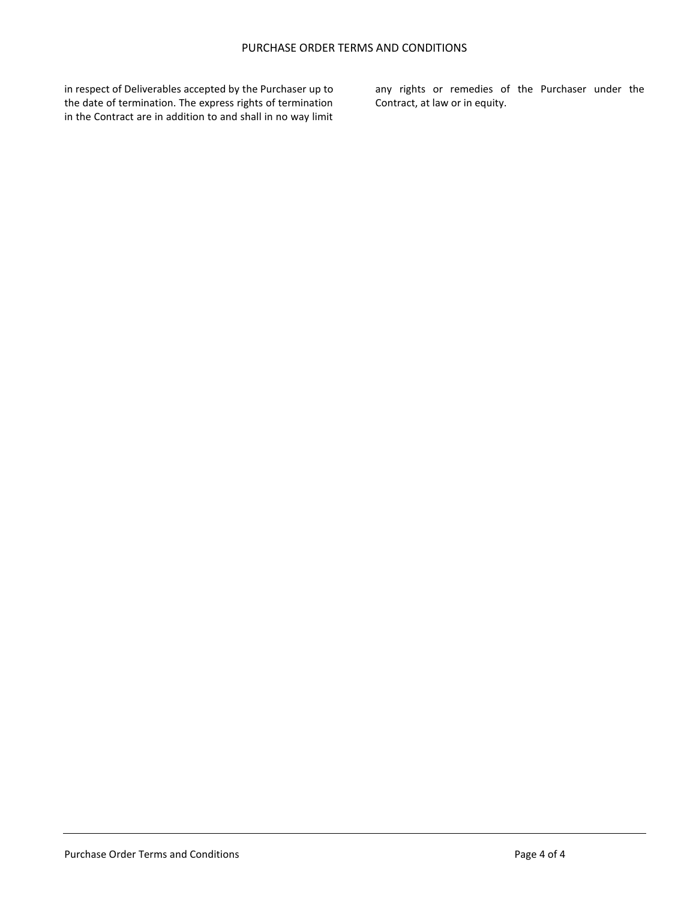in respect of Deliverables accepted by the Purchaser up to the date of termination. The express rights of termination in the Contract are in addition to and shall in no way limit any rights or remedies of the Purchaser under the Contract, at law or in equity.